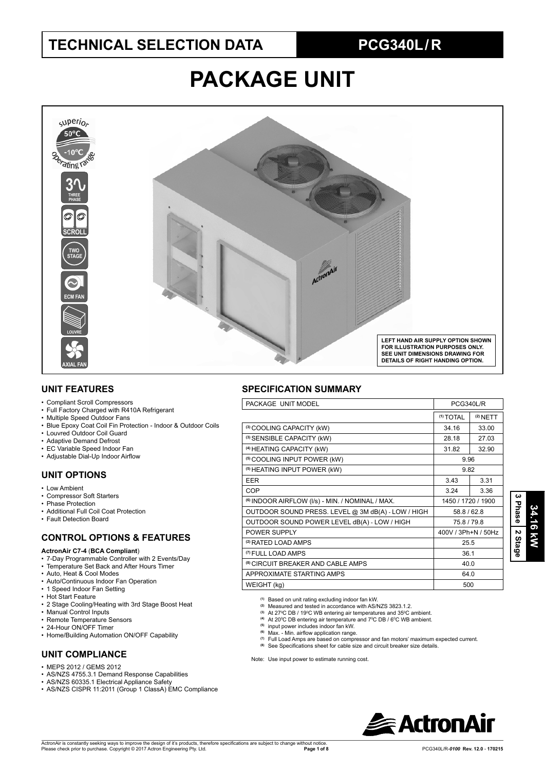# TECHNICAL SELECTION DATA

## PCG340L/R

# PACKAGE UNIT

superior 50ºC -10ºC operating range

3 THREE PHASE

SCROLL

TWO STAGE

ECM FAN

LOUVRE

AXIAL FAN

LEFT HAND AIR SUPPLY OPTION SHOWN FOR ILLUSTRATION PURPOSES ONLY. SEE UNIT DIMENSIONS DRAWING FOR DETAILS OF RIGHT HANDING OPTION.

## UNIT FEATURES

- Compliant Scroll Compressors
- Full Factory Charged with R410A Refrigerant
- Multiple Speed Outdoor Fans
- Blue Epoxy Coat Coil Fin Protection - Indoor & Outdoor Coils
- Louvred Outdoor Coil Guard
- Adaptive Demand Defrost
- EC Variable Speed Indoor Fan
- Adjustable Dial-Up Indoor Airflow

## UNIT OPTIONS

- Low Ambient
- Compressor Soft Starters
- Phase Protection
- Additional Full Coil Coat Protection
- Fault Detection Board

## CONTROL OPTIONS & FEATURES

**ActronAir C7-4 (BCA Compliant)**

- 7-Day Programmable Controller with 2 Events/Day
- Temperature Set Back and After Hours Timer
- Auto, Heat & Cool Modes
- Auto/Continuous Indoor Fan Operation
- 1 Speed Indoor Fan Setting
- Hot Start Feature
- 2 Stage Cooling/Heating with 3rd Stage Boost Heat
- Manual Control Inputs
- Remote Temperature Sensors
- 24-Hour ON/OFF Timer
- Home/Building Automation ON/OFF Capability

## UNIT COMPLIANCE

- MEPS 2012 / GEMS 2012
- AS/NZS 4755.3.1 Demand Response Capabilities
- AS/NZS 60335.1 Electrical Appliance Safety
- AS/NZS CISPR 11:2011 (Group 1 ClassA) EMC Compliance

## SPECIFICATION SUMMARY

| PACKAGE UNIT MODEL | PCG340L/R | |
|---|---|---|
| | [1] TOTAL | [2] NETT |
| [3] COOLING CAPACITY (kW) | 34.16 | 33.00 |
| [3] SENSIBLE CAPACITY (kW) | 28.18 | 27.03 |
| [4] HEATING CAPACITY (kW) | 31.82 | 32.90 |
| [5] COOLING INPUT POWER (kW) | 9.96 | |
| [5] HEATING INPUT POWER (kW) | 9.82 | |
| EER | 3.43 | 3.31 |
| COP | 3.24 | 3.36 |
| [6] INDOOR AIRFLOW (l/s) - MIN. / NOMINAL / MAX. | 1450 / 1720 / 1900 | |
| OUTDOOR SOUND PRESS. LEVEL @ 3M dB(A) - LOW / HIGH | 58.8 / 62.8 | |
| OUTDOOR SOUND POWER LEVEL dB(A) - LOW / HIGH | 75.8 / 79.8 | |
| POWER SUPPLY | 400V / 3Ph+N / 50Hz | |
| [2] RATED LOAD AMPS | 25.5 | |
| [7] FULL LOAD AMPS | 36.1 | |
| [8] CIRCUIT BREAKER AND CABLE AMPS | 40.0 | |
| APPROXIMATE STARTING AMPS | 64.0 | |
| WEIGHT (kg) | 500 | |

[1] Based on unit rating excluding indoor fan kW.
[2] Measured and tested in accordance with AS/NZS 3823.1.2.
[3] At 27ºC DB / 19ºC WB entering air temperatures and 35ºC ambient.
[4] At 20ºC DB entering air temperature and 7ºC DB / 6ºC WB ambient.
[5] input power includes indoor fan kW.
[6] Max. - Min. airflow application range.
[7] Full Load Amps are based on compressor and fan motors' maximum expected current.
[8] See Specifications sheet for cable size and circuit breaker size details.

Note: Use input power to estimate running cost.

34.16 kW | 3 Phase | 2 Stage

ActronAir

ActronAir is constantly seeking ways to improve the design of it's products, therefore specifications are subject to change without notice.
Please check prior to purchase. Copyright © 2017 Actron Engineering Pty. Ltd.

PCG340L/R-0100 Rev. 12.0 - 170215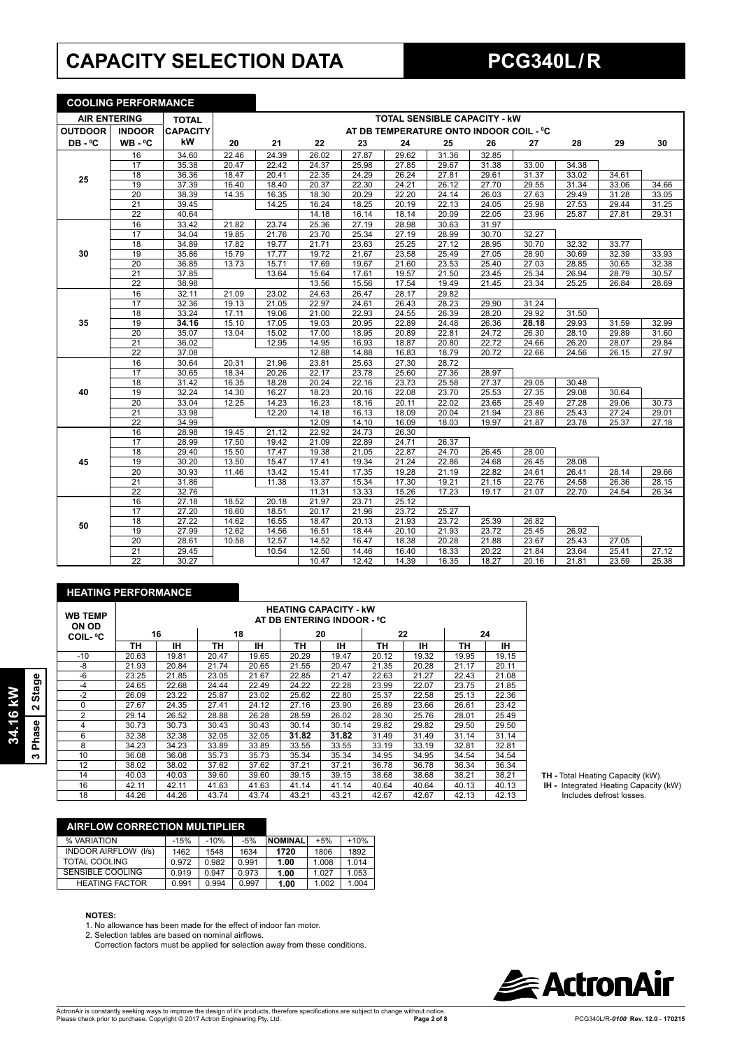# CAPACITY SELECTION DATA

# PCG340L / R

**34.16 kW | 3 Phase | 2 Stage**

## COOLING PERFORMANCE

| AIR ENTERING | | TOTAL | TOTAL SENSIBLE CAPACITY - kW | | | | | | | | | | |
|---|---|---|---|---|---|---|---|---|---|---|---|---|---|
| OUTDOOR | INDOOR | CAPACITY | AT DB TEMPERATURE ONTO INDOOR COIL - ⁰C | | | | | | | | | | |
| DB - ⁰C | WB - ⁰C | kW | 20 | 21 | 22 | 23 | 24 | 25 | 26 | 27 | 28 | 29 | 30 |
| 25 | 16 | 34.60 | 22.46 | 24.39 | 26.02 | 27.87 | 29.62 | 31.36 | 32.85 | | | | |
| | 17 | 35.38 | 20.47 | 22.42 | 24.37 | 25.98 | 27.85 | 29.67 | 31.38 | 33.00 | 34.38 | | |
| | 18 | 36.36 | 18.47 | 20.41 | 22.35 | 24.29 | 26.24 | 27.81 | 29.61 | 31.37 | 33.02 | 34.61 | |
| | 19 | 37.39 | 16.40 | 18.40 | 20.37 | 22.30 | 24.21 | 26.12 | 27.70 | 29.55 | 31.34 | 33.06 | 34.66 |
| | 20 | 38.39 | 14.35 | 16.35 | 18.30 | 20.29 | 22.20 | 24.14 | 26.03 | 27.63 | 29.49 | 31.28 | 33.05 |
| | 21 | 39.45 | | 14.25 | 16.24 | 18.25 | 20.19 | 22.13 | 24.05 | 25.98 | 27.53 | 29.44 | 31.25 |
| | 22 | 40.64 | | | 14.18 | 16.14 | 18.14 | 20.09 | 22.05 | 23.96 | 25.87 | 27.81 | 29.31 |
| 30 | 16 | 33.42 | 21.82 | 23.74 | 25.36 | 27.19 | 28.98 | 30.63 | 31.97 | | | | |
| | 17 | 34.04 | 19.85 | 21.76 | 23.70 | 25.34 | 27.19 | 28.99 | 30.70 | 32.27 | | | |
| | 18 | 34.89 | 17.82 | 19.77 | 21.71 | 23.63 | 25.25 | 27.12 | 28.95 | 30.70 | 32.32 | 33.77 | |
| | 19 | 35.86 | 15.79 | 17.77 | 19.72 | 21.67 | 23.58 | 25.49 | 27.05 | 28.90 | 30.69 | 32.39 | 33.93 |
| | 20 | 36.85 | 13.73 | 15.71 | 17.69 | 19.67 | 21.60 | 23.53 | 25.40 | 27.03 | 28.85 | 30.65 | 32.38 |
| | 21 | 37.85 | | 13.64 | 15.64 | 17.61 | 19.57 | 21.50 | 23.45 | 25.34 | 26.94 | 28.79 | 30.57 |
| | 22 | 38.98 | | | 13.56 | 15.56 | 17.54 | 19.49 | 21.45 | 23.34 | 25.25 | 26.84 | 28.69 |
| 35 | 16 | 32.11 | 21.09 | 23.02 | 24.63 | 26.47 | 28.17 | 29.82 | | | | | |
| | 17 | 32.36 | 19.13 | 21.05 | 22.97 | 24.61 | 26.43 | 28.23 | 29.90 | 31.24 | | | |
| | 18 | 33.24 | 17.11 | 19.06 | 21.00 | 22.93 | 24.55 | 26.39 | 28.20 | 29.92 | 31.50 | | |
| | 19 | **34.16** | 15.10 | 17.05 | 19.03 | 20.95 | 22.89 | 24.48 | 26.36 | **28.18** | 29.93 | 31.59 | 32.99 |
| | 20 | 35.07 | 13.04 | 15.02 | 17.00 | 18.95 | 20.89 | 22.81 | 24.72 | 26.30 | 28.10 | 29.89 | 31.60 |
| | 21 | 36.02 | | 12.95 | 14.95 | 16.93 | 18.87 | 20.80 | 22.72 | 24.66 | 26.20 | 28.07 | 29.84 |
| | 22 | 37.08 | | | 12.88 | 14.88 | 16.83 | 18.79 | 20.72 | 22.66 | 24.56 | 26.15 | 27.97 |
| 40 | 16 | 30.64 | 20.31 | 21.96 | 23.81 | 25.63 | 27.30 | 28.72 | | | | | |
| | 17 | 30.65 | 18.34 | 20.26 | 22.17 | 23.78 | 25.60 | 27.36 | 28.97 | | | | |
| | 18 | 31.42 | 16.35 | 18.28 | 20.24 | 22.16 | 23.73 | 25.58 | 27.37 | 29.05 | 30.48 | | |
| | 19 | 32.24 | 14.30 | 16.27 | 18.23 | 20.16 | 22.08 | 23.70 | 25.53 | 27.35 | 29.08 | 30.64 | |
| | 20 | 33.04 | 12.25 | 14.23 | 16.23 | 18.16 | 20.11 | 22.02 | 23.65 | 25.49 | 27.28 | 29.06 | 30.73 |
| | 21 | 33.98 | | 12.20 | 14.18 | 16.13 | 18.09 | 20.04 | 21.94 | 23.86 | 25.43 | 27.24 | 29.01 |
| | 22 | 34.99 | | | 12.09 | 14.10 | 16.09 | 18.03 | 19.97 | 21.87 | 23.78 | 25.37 | 27.18 |
| 45 | 16 | 28.98 | 19.45 | 21.12 | 22.92 | 24.73 | 26.30 | | | | | | |
| | 17 | 28.99 | 17.50 | 19.42 | 21.09 | 22.89 | 24.71 | 26.37 | | | | | |
| | 18 | 29.40 | 15.50 | 17.47 | 19.38 | 21.05 | 22.87 | 24.70 | 26.45 | 28.00 | | | |
| | 19 | 30.20 | 13.50 | 15.47 | 17.41 | 19.34 | 21.24 | 22.86 | 24.68 | 26.45 | 28.08 | | |
| | 20 | 30.93 | 11.46 | 13.42 | 15.41 | 17.35 | 19.28 | 21.19 | 22.82 | 24.61 | 26.41 | 28.14 | 29.66 |
| | 21 | 31.86 | | 11.38 | 13.37 | 15.34 | 17.30 | 19.21 | 21.15 | 22.76 | 24.58 | 26.36 | 28.15 |
| | 22 | 32.76 | | | 11.31 | 13.33 | 15.26 | 17.23 | 19.17 | 21.07 | 22.70 | 24.54 | 26.34 |
| 50 | 16 | 27.18 | 18.52 | 20.18 | 21.97 | 23.71 | 25.12 | | | | | | |
| | 17 | 27.20 | 16.60 | 18.51 | 20.17 | 21.96 | 23.72 | 25.27 | | | | | |
| | 18 | 27.22 | 14.62 | 16.55 | 18.47 | 20.13 | 21.93 | 23.72 | 25.39 | 26.82 | | | |
| | 19 | 27.99 | 12.62 | 14.56 | 16.51 | 18.44 | 20.10 | 21.93 | 23.72 | 25.45 | 26.92 | | |
| | 20 | 28.61 | 10.58 | 12.57 | 14.52 | 16.47 | 18.38 | 20.28 | 21.88 | 23.67 | 25.43 | 27.05 | |
| | 21 | 29.45 | | 10.54 | 12.50 | 14.46 | 16.40 | 18.33 | 20.22 | 21.84 | 23.64 | 25.41 | 27.12 |
| | 22 | 30.27 | | | 10.47 | 12.42 | 14.39 | 16.35 | 18.27 | 20.16 | 21.81 | 23.59 | 25.38 |

## HEATING PERFORMANCE

| WB TEMP ON OD COIL- ⁰C | HEATING CAPACITY - kW AT DB ENTERING INDOOR - ⁰C | | | | | | | | | |
|---|---|---|---|---|---|---|---|---|---|---|
| | 16 | | 18 | | 20 | | 22 | | 24 | |
| | TH | IH | TH | IH | TH | IH | TH | IH | TH | IH |
| -10 | 20.63 | 19.81 | 20.47 | 19.65 | 20.29 | 19.47 | 20.12 | 19.32 | 19.95 | 19.15 |
| -8 | 21.93 | 20.84 | 21.74 | 20.65 | 21.55 | 20.47 | 21.35 | 20.28 | 21.17 | 20.11 |
| -6 | 23.25 | 21.85 | 23.05 | 21.67 | 22.85 | 21.47 | 22.63 | 21.27 | 22.43 | 21.08 |
| -4 | 24.65 | 22.68 | 24.44 | 22.49 | 24.22 | 22.28 | 23.99 | 22.07 | 23.75 | 21.85 |
| -2 | 26.09 | 23.22 | 25.87 | 23.02 | 25.62 | 22.80 | 25.37 | 22.58 | 25.13 | 22.36 |
| 0 | 27.67 | 24.35 | 27.41 | 24.12 | 27.16 | 23.90 | 26.89 | 23.66 | 26.61 | 23.42 |
| 2 | 29.14 | 26.52 | 28.88 | 26.28 | 28.59 | 26.02 | 28.30 | 25.76 | 28.01 | 25.49 |
| 4 | 30.73 | 30.73 | 30.43 | 30.43 | 30.14 | 30.14 | 29.82 | 29.82 | 29.50 | 29.50 |
| 6 | 32.38 | 32.38 | 32.05 | 32.05 | **31.82** | **31.82** | 31.49 | 31.49 | 31.14 | 31.14 |
| 8 | 34.23 | 34.23 | 33.89 | 33.89 | 33.55 | 33.55 | 33.19 | 33.19 | 32.81 | 32.81 |
| 10 | 36.08 | 36.08 | 35.73 | 35.73 | 35.34 | 35.34 | 34.95 | 34.95 | 34.54 | 34.54 |
| 12 | 38.02 | 38.02 | 37.62 | 37.62 | 37.21 | 37.21 | 36.78 | 36.78 | 36.34 | 36.34 |
| 14 | 40.03 | 40.03 | 39.60 | 39.60 | 39.15 | 39.15 | 38.68 | 38.68 | 38.21 | 38.21 |
| 16 | 42.11 | 42.11 | 41.63 | 41.63 | 41.14 | 41.14 | 40.64 | 40.64 | 40.13 | 40.13 |
| 18 | 44.26 | 44.26 | 43.74 | 43.74 | 43.21 | 43.21 | 42.67 | 42.67 | 42.13 | 42.13 |

**TH -** Total Heating Capacity (kW).
**IH -** Integrated Heating Capacity (kW) Includes defrost losses.

## AIRFLOW CORRECTION MULTIPLIER

| % VARIATION | -15% | -10% | -5% | NOMINAL | +5% | +10% |
|---|---|---|---|---|---|---|
| INDOOR AIRFLOW (l/s) | 1462 | 1548 | 1634 | **1720** | 1806 | 1892 |
| TOTAL COOLING | 0.972 | 0.982 | 0.991 | **1.00** | 1.008 | 1.014 |
| SENSIBLE COOLING | 0.919 | 0.947 | 0.973 | **1.00** | 1.027 | 1.053 |
| HEATING FACTOR | 0.991 | 0.994 | 0.997 | **1.00** | 1.002 | 1.004 |

**NOTES:**

1. No allowance has been made for the effect of indoor fan motor.
2. Selection tables are based on nominal airflows.
   Correction factors must be applied for selection away from these conditions.

ActronAir is constantly seeking ways to improve the design of it's products, therefore specifications are subject to change without notice.
Please check prior to purchase. Copyright © 2017 Actron Engineering Pty. Ltd.

PCG340L/R-*0100* Rev. 12.0 - 170215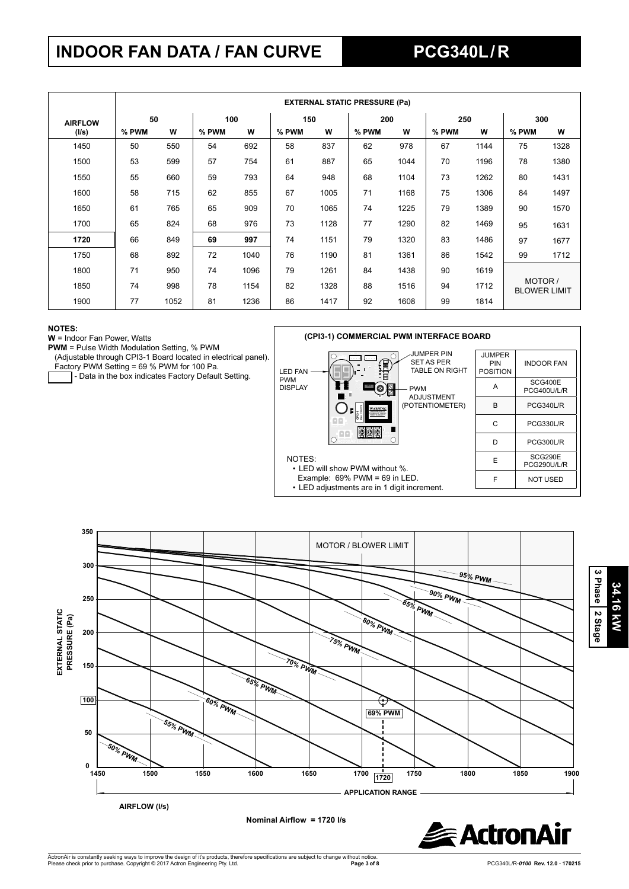# INDOOR FAN DATA / FAN CURVE — PCG340L / R

| AIRFLOW (l/s) | EXTERNAL STATIC PRESSURE (Pa) 50 | | 100 | | 150 | | 200 | | 250 | | 300 | |
|---|---|---|---|---|---|---|---|---|---|---|---|---|
| | % PWM | W | % PWM | W | % PWM | W | % PWM | W | % PWM | W | % PWM | W |
| 1450 | 50 | 550 | 54 | 692 | 58 | 837 | 62 | 978 | 67 | 1144 | 75 | 1328 |
| 1500 | 53 | 599 | 57 | 754 | 61 | 887 | 65 | 1044 | 70 | 1196 | 78 | 1380 |
| 1550 | 55 | 660 | 59 | 793 | 64 | 948 | 68 | 1104 | 73 | 1262 | 80 | 1431 |
| 1600 | 58 | 715 | 62 | 855 | 67 | 1005 | 71 | 1168 | 75 | 1306 | 84 | 1497 |
| 1650 | 61 | 765 | 65 | 909 | 70 | 1065 | 74 | 1225 | 79 | 1389 | 90 | 1570 |
| 1700 | 65 | 824 | 68 | 976 | 73 | 1128 | 77 | 1290 | 82 | 1469 | 95 | 1631 |
| **1720** | 66 | 849 | **69** | **997** | 74 | 1151 | 79 | 1320 | 83 | 1486 | 97 | 1677 |
| 1750 | 68 | 892 | 72 | 1040 | 76 | 1190 | 81 | 1361 | 86 | 1542 | 99 | 1712 |
| 1800 | 71 | 950 | 74 | 1096 | 79 | 1261 | 84 | 1438 | 90 | 1619 | MOTOR / BLOWER LIMIT | |
| 1850 | 74 | 998 | 78 | 1154 | 82 | 1328 | 88 | 1516 | 94 | 1712 | | |
| 1900 | 77 | 1052 | 81 | 1236 | 86 | 1417 | 92 | 1608 | 99 | 1814 | | |

**NOTES:**

**W** = Indoor Fan Power, Watts

**PWM** = Pulse Width Modulation Setting, % PWM (Adjustable through CPI3-1 Board located in electrical panel). Factory PWM Setting = 69 % PWM for 100 Pa.

[box] - Data in the box indicates Factory Default Setting.

**(CPI3-1) COMMERCIAL PWM INTERFACE BOARD**

LED FAN PWM DISPLAY; JUMPER PIN SET AS PER TABLE ON RIGHT; PWM ADJUSTMENT (POTENTIOMETER)

| JUMPER PIN POSITION | INDOOR FAN |
|---|---|
| A | SCG400E PCG400U/L/R |
| B | PCG340L/R |
| C | PCG330L/R |
| D | PCG300L/R |
| E | SCG290E PCG290U/L/R |
| F | NOT USED |

NOTES:
- LED will show PWM without %. Example: 69% PWM = 69 in LED.
- LED adjustments are in 1 digit increment.

EXTERNAL STATIC PRESSURE (Pa) vs AIRFLOW (l/s) — curves for 50% PWM to 95% PWM; MOTOR / BLOWER LIMIT; 69% PWM at 1720 l/s, 100 Pa; APPLICATION RANGE 1450–1900 l/s.

Nominal Airflow = 1720 l/s

34.16 kW | 3 Phase | 2 Stage

ActronAir is constantly seeking ways to improve the design of it's products, therefore specifications are subject to change without notice. Please check prior to purchase. Copyright © 2017 Actron Engineering Pty. Ltd.

PCG340L/R-*0100* Rev. 12.0 - 170215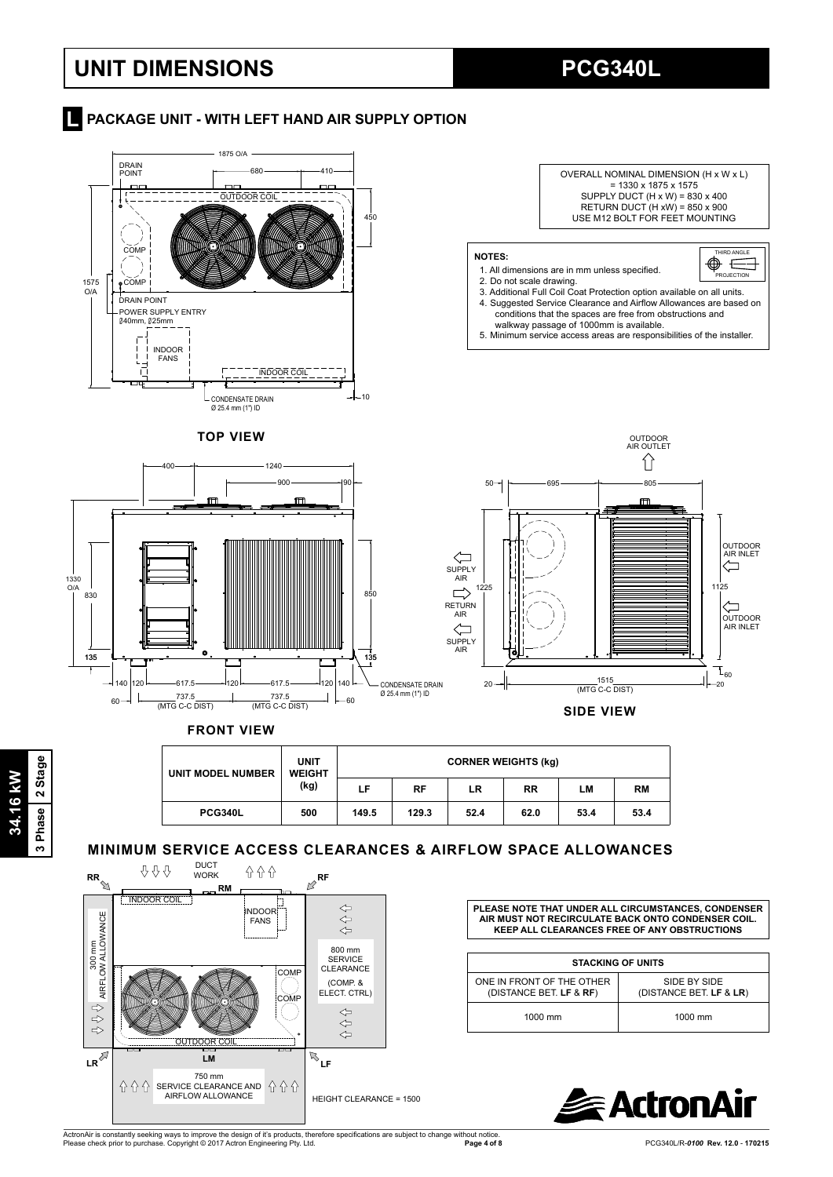# UNIT DIMENSIONS

# PCG340L

## L PACKAGE UNIT - WITH LEFT HAND AIR SUPPLY OPTION

OVERALL NOMINAL DIMENSION (H x W x L) = 1330 x 1875 x 1575
SUPPLY DUCT (H x W) = 830 x 400
RETURN DUCT (H xW) = 850 x 900
USE M12 BOLT FOR FEET MOUNTING

**NOTES:**

1. All dimensions are in mm unless specified.
2. Do not scale drawing.
3. Additional Full Coil Coat Protection option available on all units.
4. Suggested Service Clearance and Airflow Allowances are based on conditions that the spaces are free from obstructions and walkway passage of 1000mm is available.
5. Minimum service access areas are responsibilities of the installer.

THIRD ANGLE PROJECTION

**TOP VIEW**

1875 O/A; 680; 410; 450; 1575 O/A; 10
DRAIN POINT; OUTDOOR COIL; COMP; COMP; DRAIN POINT; POWER SUPPLY ENTRY Ø40mm, Ø25mm; INDOOR FANS; INDOOR COIL; CONDENSATE DRAIN Ø 25.4 mm (1") ID

**FRONT VIEW**

400; 1240; 900; 90; 1330 O/A; 830; 850; 135; 135; 140; 120; 617.5; 120; 617.5; 120; 140; 60; 737.5 (MTG C-C DIST); 737.5 (MTG C-C DIST); 60
CONDENSATE DRAIN Ø 25.4 mm (1") ID

**SIDE VIEW**

OUTDOOR AIR OUTLET; 50; 695; 805; SUPPLY AIR; RETURN AIR; SUPPLY AIR; 1225; 1125; OUTDOOR AIR INLET; OUTDOOR AIR INLET; 60; 20; 1515 (MTG C-C DIST); 20

| UNIT MODEL NUMBER | UNIT WEIGHT (kg) | CORNER WEIGHTS (kg) | | | | | |
|---|---|---|---|---|---|---|---|
| | | LF | RF | LR | RR | LM | RM |
| PCG340L | 500 | 149.5 | 129.3 | 52.4 | 62.0 | 53.4 | 53.4 |

34.16 kW | 2 Stage | 3 Phase

## MINIMUM SERVICE ACCESS CLEARANCES & AIRFLOW SPACE ALLOWANCES

RR; DUCT WORK; RM; RF; INDOOR COIL; INDOOR FANS; 300 mm AIRFLOW ALLOWANCE; COMP; COMP; 800 mm SERVICE CLEARANCE (COMP. & ELECT. CTRL); OUTDOOR COIL; LR; LM; LF; 750 mm SERVICE CLEARANCE AND AIRFLOW ALLOWANCE; HEIGHT CLEARANCE = 1500

**PLEASE NOTE THAT UNDER ALL CIRCUMSTANCES, CONDENSER AIR MUST NOT RECIRCULATE BACK ONTO CONDENSER COIL. KEEP ALL CLEARANCES FREE OF ANY OBSTRUCTIONS**

| STACKING OF UNITS | |
|---|---|
| ONE IN FRONT OF THE OTHER (DISTANCE BET. **LF** & **RF**) | SIDE BY SIDE (DISTANCE BET. **LF** & **LR**) |
| 1000 mm | 1000 mm |

ActronAir

ActronAir is constantly seeking ways to improve the design of it's products, therefore specifications are subject to change without notice.
Please check prior to purchase. Copyright © 2017 Actron Engineering Pty. Ltd.

PCG340L/R-*0100* Rev. 12.0 - 170215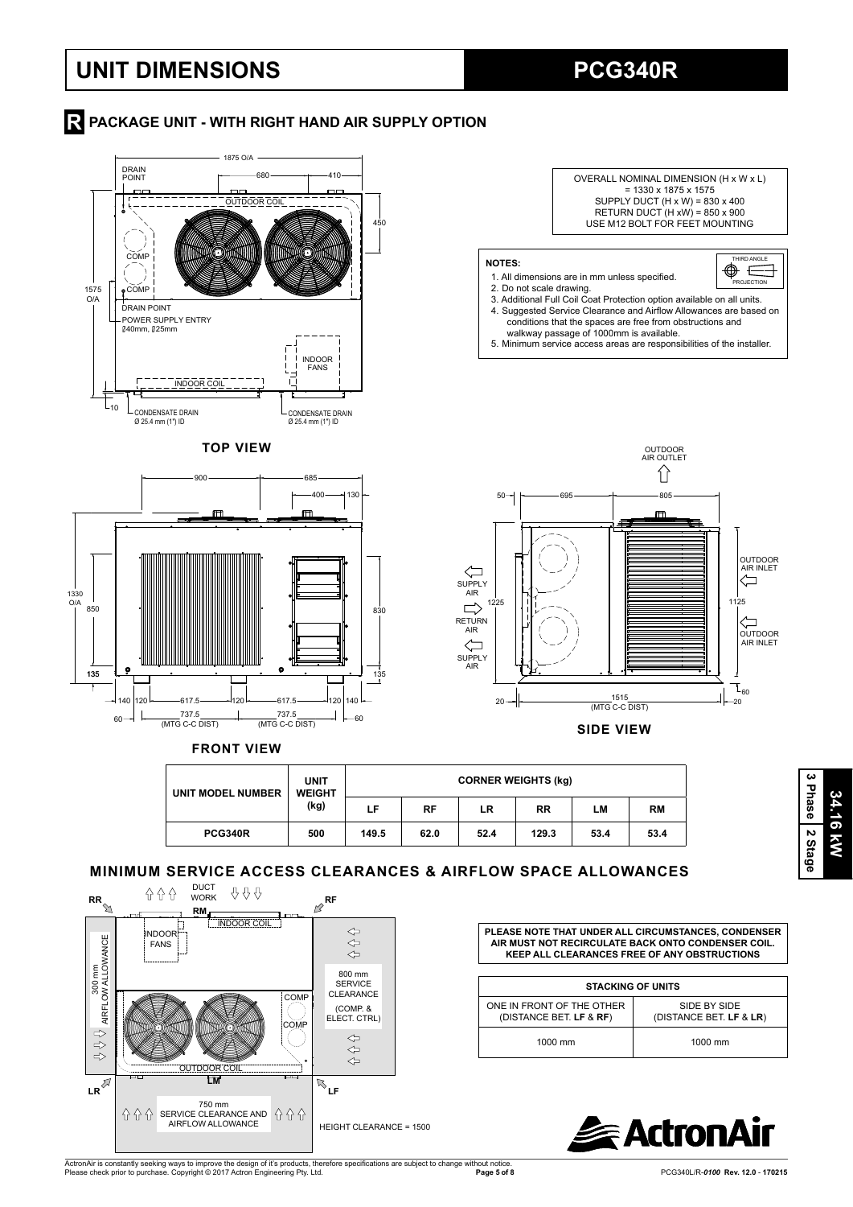# UNIT DIMENSIONS

# PCG340R

## R PACKAGE UNIT - WITH RIGHT HAND AIR SUPPLY OPTION

OVERALL NOMINAL DIMENSION (H x W x L) = 1330 x 1875 x 1575
SUPPLY DUCT (H x W) = 830 x 400
RETURN DUCT (H xW) = 850 x 900
USE M12 BOLT FOR FEET MOUNTING

**NOTES:**

1. All dimensions are in mm unless specified.
2. Do not scale drawing.
3. Additional Full Coil Coat Protection option available on all units.
4. Suggested Service Clearance and Airflow Allowances are based on conditions that the spaces are free from obstructions and walkway passage of 1000mm is available.
5. Minimum service access areas are responsibilities of the installer.

THIRD ANGLE PROJECTION

**TOP VIEW**

1875 O/A, 680, 410, 450, 1575 O/A, 10
DRAIN POINT, OUTDOOR COIL, COMP, COMP, DRAIN POINT, POWER SUPPLY ENTRY Ø40mm, Ø25mm, INDOOR FANS, INDOOR COIL, CONDENSATE DRAIN Ø 25.4 mm (1") ID, CONDENSATE DRAIN Ø 25.4 mm (1") ID

**FRONT VIEW**

900, 685, 400, 130, 1330 O/A, 850, 830, 135, 135, 140, 120, 617.5, 120, 617.5, 120, 140, 60, 737.5 (MTG C-C DIST), 737.5 (MTG C-C DIST), 60

**SIDE VIEW**

OUTDOOR AIR OUTLET, 50, 695, 805, SUPPLY AIR, RETURN AIR, SUPPLY AIR, 1225, OUTDOOR AIR INLET, 1125, OUTDOOR AIR INLET, 60, 20, 1515 (MTG C-C DIST), 20

| UNIT MODEL NUMBER | UNIT WEIGHT (kg) | CORNER WEIGHTS (kg) | | | | | |
|---|---|---|---|---|---|---|---|
| | | LF | RF | LR | RR | LM | RM |
| PCG340R | 500 | 149.5 | 62.0 | 52.4 | 129.3 | 53.4 | 53.4 |

## MINIMUM SERVICE ACCESS CLEARANCES & AIRFLOW SPACE ALLOWANCES

RR, DUCT WORK, RF, RM, INDOOR COIL, INDOOR FANS, 300 mm AIRFLOW ALLOWANCE, 800 mm SERVICE CLEARANCE (COMP. & ELECT. CTRL), COMP, COMP, OUTDOOR COIL, LM, LR, LF, 750 mm SERVICE CLEARANCE AND AIRFLOW ALLOWANCE, HEIGHT CLEARANCE = 1500

**PLEASE NOTE THAT UNDER ALL CIRCUMSTANCES, CONDENSER AIR MUST NOT RECIRCULATE BACK ONTO CONDENSER COIL. KEEP ALL CLEARANCES FREE OF ANY OBSTRUCTIONS**

| STACKING OF UNITS | |
|---|---|
| ONE IN FRONT OF THE OTHER (DISTANCE BET. **LF** & **RF**) | SIDE BY SIDE (DISTANCE BET. **LF** & **LR**) |
| 1000 mm | 1000 mm |

34.16 kW | 3 Phase | 2 Stage

ActronAir

ActronAir is constantly seeking ways to improve the design of it's products, therefore specifications are subject to change without notice.
Please check prior to purchase. Copyright © 2017 Actron Engineering Pty. Ltd.

PCG340L/R-*0100* Rev. 12.0 - 170215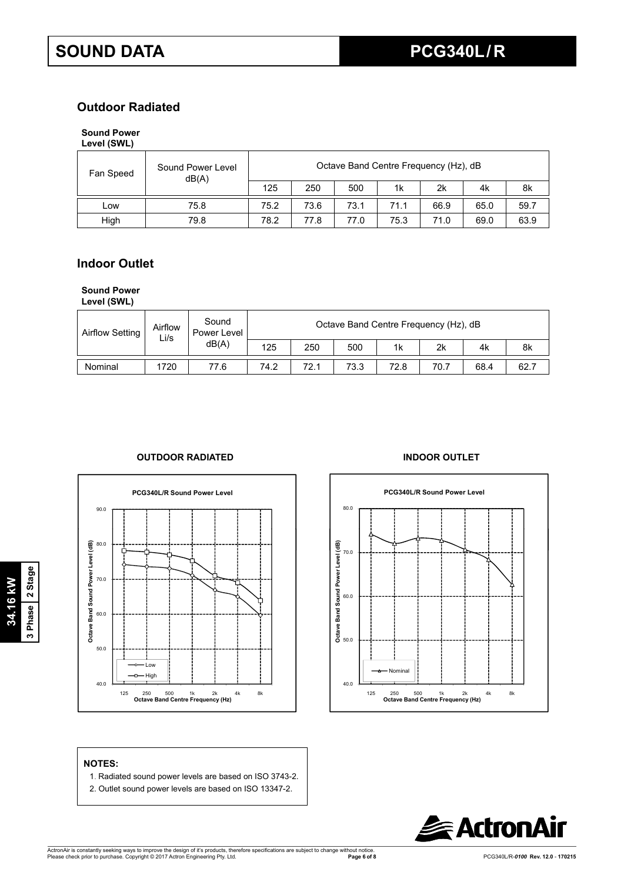# SOUND DATA

## PCG340L/R

### Outdoor Radiated

**Sound Power Level (SWL)**

| Fan Speed | Sound Power Level dB(A) | Octave Band Centre Frequency (Hz), dB | | | | | | |
|---|---|---|---|---|---|---|---|---|
| | | 125 | 250 | 500 | 1k | 2k | 4k | 8k |
| Low | 75.8 | 75.2 | 73.6 | 73.1 | 71.1 | 66.9 | 65.0 | 59.7 |
| High | 79.8 | 78.2 | 77.8 | 77.0 | 75.3 | 71.0 | 69.0 | 63.9 |

### Indoor Outlet

**Sound Power Level (SWL)**

| Airflow Setting | Airflow Li/s | Sound Power Level dB(A) | Octave Band Centre Frequency (Hz), dB | | | | | | |
|---|---|---|---|---|---|---|---|---|---|
| | | | 125 | 250 | 500 | 1k | 2k | 4k | 8k |
| Nominal | 1720 | 77.6 | 74.2 | 72.1 | 73.3 | 72.8 | 70.7 | 68.4 | 62.7 |

**OUTDOOR RADIATED**

**INDOOR OUTLET**

**NOTES:**

1. Radiated sound power levels are based on ISO 3743-2.
2. Outlet sound power levels are based on ISO 13347-2.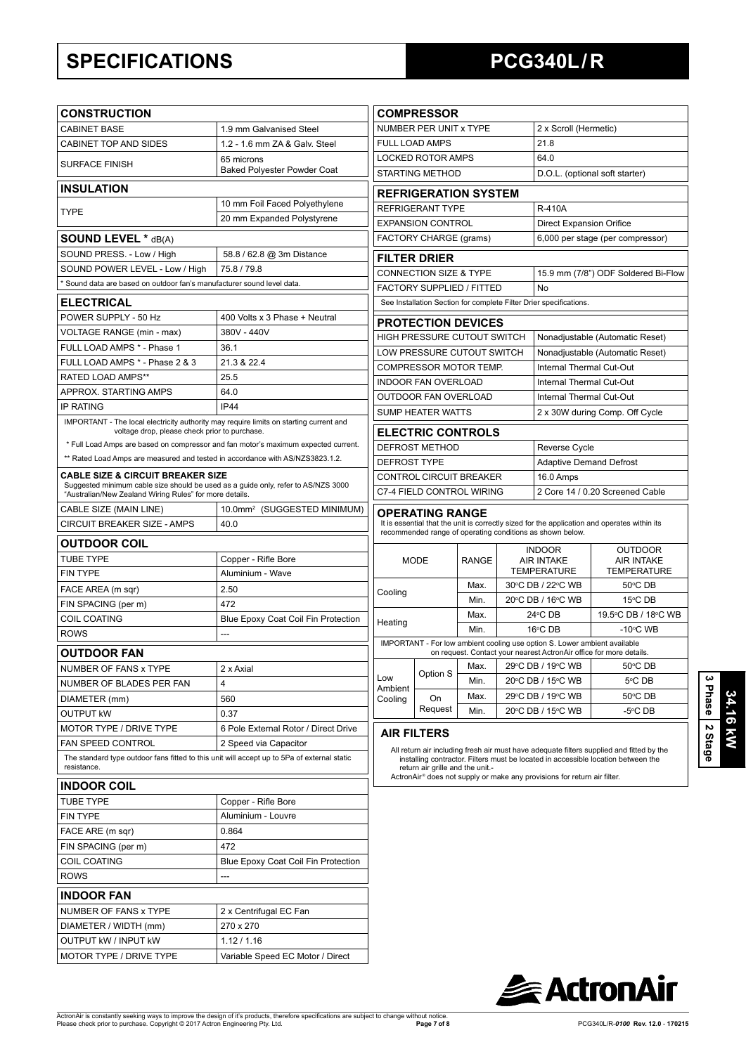# SPECIFICATIONS

# PCG340L / R

| CONSTRUCTION | |
|---|---|
| CABINET BASE | 1.9 mm Galvanised Steel |
| CABINET TOP AND SIDES | 1.2 - 1.6 mm ZA & Galv. Steel |
| SURFACE FINISH | 65 microns Baked Polyester Powder Coat |

| INSULATION | |
|---|---|
| TYPE | 10 mm Foil Faced Polyethylene |
| | 20 mm Expanded Polystyrene |

| SOUND LEVEL * dB(A) | |
|---|---|
| SOUND PRESS. - Low / High | 58.8 / 62.8 @ 3m Distance |
| SOUND POWER LEVEL - Low / High | 75.8 / 79.8 |

* Sound data are based on outdoor fan's manufacturer sound level data.

| ELECTRICAL | |
|---|---|
| POWER SUPPLY - 50 Hz | 400 Volts x 3 Phase + Neutral |
| VOLTAGE RANGE (min - max) | 380V - 440V |
| FULL LOAD AMPS * - Phase 1 | 36.1 |
| FULL LOAD AMPS * - Phase 2 & 3 | 21.3 & 22.4 |
| RATED LOAD AMPS** | 25.5 |
| APPROX. STARTING AMPS | 64.0 |
| IP RATING | IP44 |

IMPORTANT - The local electricity authority may require limits on starting current and voltage drop, please check prior to purchase.

* Full Load Amps are based on compressor and fan motor's maximum expected current.

** Rated Load Amps are measured and tested in accordance with AS/NZS3823.1.2.

**CABLE SIZE & CIRCUIT BREAKER SIZE**
Suggested minimum cable size should be used as a guide only, refer to AS/NZS 3000 "Australian/New Zealand Wiring Rules" for more details.

| | |
|---|---|
| CABLE SIZE (MAIN LINE) | 10.0mm² (SUGGESTED MINIMUM) |
| CIRCUIT BREAKER SIZE - AMPS | 40.0 |

| OUTDOOR COIL | |
|---|---|
| TUBE TYPE | Copper - Rifle Bore |
| FIN TYPE | Aluminium - Wave |
| FACE AREA (m sqr) | 2.50 |
| FIN SPACING (per m) | 472 |
| COIL COATING | Blue Epoxy Coat Coil Fin Protection |
| ROWS | --- |

| OUTDOOR FAN | |
|---|---|
| NUMBER OF FANS x TYPE | 2 x Axial |
| NUMBER OF BLADES PER FAN | 4 |
| DIAMETER (mm) | 560 |
| OUTPUT kW | 0.37 |
| MOTOR TYPE / DRIVE TYPE | 6 Pole External Rotor / Direct Drive |
| FAN SPEED CONTROL | 2 Speed via Capacitor |

The standard type outdoor fans fitted to this unit will accept up to 5Pa of external static resistance.

| INDOOR COIL | |
|---|---|
| TUBE TYPE | Copper - Rifle Bore |
| FIN TYPE | Aluminium - Louvre |
| FACE ARE (m sqr) | 0.864 |
| FIN SPACING (per m) | 472 |
| COIL COATING | Blue Epoxy Coat Coil Fin Protection |
| ROWS | --- |

| INDOOR FAN | |
|---|---|
| NUMBER OF FANS x TYPE | 2 x Centrifugal EC Fan |
| DIAMETER / WIDTH (mm) | 270 x 270 |
| OUTPUT kW / INPUT kW | 1.12 / 1.16 |
| MOTOR TYPE / DRIVE TYPE | Variable Speed EC Motor / Direct |

| COMPRESSOR | |
|---|---|
| NUMBER PER UNIT x TYPE | 2 x Scroll (Hermetic) |
| FULL LOAD AMPS | 21.8 |
| LOCKED ROTOR AMPS | 64.0 |
| STARTING METHOD | D.O.L. (optional soft starter) |

| REFRIGERATION SYSTEM | |
|---|---|
| REFRIGERANT TYPE | R-410A |
| EXPANSION CONTROL | Direct Expansion Orifice |
| FACTORY CHARGE (grams) | 6,000 per stage (per compressor) |

| FILTER DRIER | |
|---|---|
| CONNECTION SIZE & TYPE | 15.9 mm (7/8") ODF Soldered Bi-Flow |
| FACTORY SUPPLIED / FITTED | No |

See Installation Section for complete Filter Drier specifications.

| PROTECTION DEVICES | |
|---|---|
| HIGH PRESSURE CUTOUT SWITCH | Nonadjustable (Automatic Reset) |
| LOW PRESSURE CUTOUT SWITCH | Nonadjustable (Automatic Reset) |
| COMPRESSOR MOTOR TEMP. | Internal Thermal Cut-Out |
| INDOOR FAN OVERLOAD | Internal Thermal Cut-Out |
| OUTDOOR FAN OVERLOAD | Internal Thermal Cut-Out |
| SUMP HEATER WATTS | 2 x 30W during Comp. Off Cycle |

| ELECTRIC CONTROLS | |
|---|---|
| DEFROST METHOD | Reverse Cycle |
| DEFROST TYPE | Adaptive Demand Defrost |
| CONTROL CIRCUIT BREAKER | 16.0 Amps |
| C7-4 FIELD CONTROL WIRING | 2 Core 14 / 0.20 Screened Cable |

## OPERATING RANGE

It is essential that the unit is correctly sized for the application and operates within its recommended range of operating conditions as shown below.

| MODE | | RANGE | INDOOR AIR INTAKE TEMPERATURE | OUTDOOR AIR INTAKE TEMPERATURE |
|---|---|---|---|---|
| Cooling | | Max. | 30°C DB / 22°C WB | 50°C DB |
| | | Min. | 20°C DB / 16°C WB | 15°C DB |
| Heating | | Max. | 24°C DB | 19.5°C DB / 18°C WB |
| | | Min. | 16°C DB | -10°C WB |
| Low Ambient Cooling | Option S | Max. | 29°C DB / 19°C WB | 50°C DB |
| | | Min. | 20°C DB / 15°C WB | 5°C DB |
| | On Request | Max. | 29°C DB / 19°C WB | 50°C DB |
| | | Min. | 20°C DB / 15°C WB | -5°C DB |

IMPORTANT - For low ambient cooling use option S. Lower ambient available on request. Contact your nearest ActronAir office for more details.

## AIR FILTERS

All return air including fresh air must have adequate filters supplied and fitted by the installing contractor. Filters must be located in accessible location between the return air grille and the unit.-
ActronAir® does not supply or make any provisions for return air filter.

34.16 kW | 3 Phase | 2 Stage

ActronAir is constantly seeking ways to improve the design of it's products, therefore specifications are subject to change without notice.
Please check prior to purchase. Copyright © 2017 Actron Engineering Pty. Ltd.

PCG340L/R-0100 Rev. 12.0 - 170215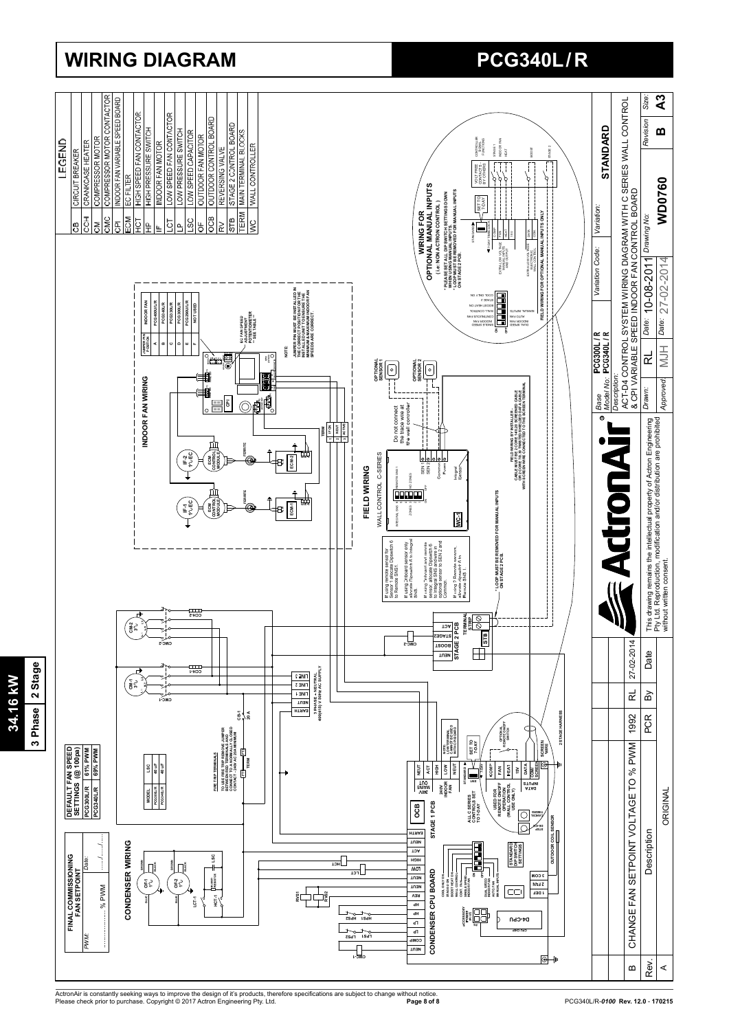# WIRING DIAGRAM

# PCG340L/R

**34.16 kW**

| 3 Phase | 2 Stage |
|---|---|

## LEGEND

| | |
|---|---|
| CB | CIRCUIT BREAKER |
| CCH | CRANKCASE HEATER |
| CM | COMPRESSOR MOTOR |
| CMC | COMPRESSOR MOTOR CONTACTOR |
| CPI | INDOOR FAN VARIABLE SPEED BOARD |
| ECM | EC FILTER |
| HCT | HIGH SPEED FAN CONTACTOR |
| HP | HIGH PRESSURE SWITCH |
| IF | INDOOR FAN MOTOR |
| LCT | LOW SPEED FAN CONTACTOR |
| LP | LOW PRESSURE SWITCH |
| LSC | LOW SPEED CAPACITOR |
| OF | OUTDOOR FAN MOTOR |
| OCB | OUTDOOR CONTROL BOARD |
| RV | REVERSING VALVE |
| STB | STAGE 2 CONTROL BOARD |
| TERM | MAIN TERMINAL BLOCKS |
| WC | WALL CONTROLLER |

## FINAL COMMISSIONING FAN SETPOINT

PWM: ............... % PWM

Date: ..../..../.......

## DEFAULT FAN SPEED SETTINGS (@ 100pa)

| | |
|---|---|
| PCG300L/R | 61% PWM |
| PCG340L/R | 69% PWM |

| MODEL | LSC |
|---|---|
| PCG300L/R | 40 uF |
| PCG340L/R | 40 uF |

| JUMPER PIN POSITION | INDOOR FAN |
|---|---|
| A | PCG400/L/R |
| B | PCG340L/R |
| C | PCG330L/R |
| D | PCG300L/R |
| E | PCG260L/R |
| F | NOT USED |

EC FAN SPEED ADJUSTMENT POTENTIOMETER * SEE TABLE *

NOTE: JUMPER PIN MUST BE INSTALLED IN THE CORRECT POSITION FOR THE INSTALLED UNIT TO ENSURE THE MINIMUM & MAXIMUM INDOOR FAN SPEEDS ARE CORRECT.

## CONDENSER WIRING

## INDOOR FAN WIRING

## FIELD WIRING

WALL CONTROL C-SERIES

If using remote sensor for Sensor, allocate Dipswitch 6 to Remote SNS1.

If using Onboard sensor only allocate Dipswitch 6 to Integral SNS.

If using "onboard and remote sensor, allocate Dipswitch 6 to Integral SNS and wire in optional sensor to SEN 2 and Common.

If using 2 Remote sensors, allocate Dipswitch 6 to Remote SNS 1.

Do not connect the black wire at the wall controller

* LOOP MUST BE REMOVED FOR MANUAL INPUTS ON STAGE 2 PCB.

FIELD WIRING BY INSTALLER. CABLE MUST BE 2 CORE AND SCREENED CABLE OR 3 CORE SHIELDED DATA CABLE WITH SCREEN WIRE CONNECTED TO THE SCREEN TERMINAL

OPTIONAL SENSOR 1

OPTIONAL SENSOR 2

FIRE TRIP TERMINALS: TO USE FIRE TRIP REMOVE JUMPER BETWEEN FIRE TERMINALS AND CONNECT TO NORMALLY CLOSED CONTACT - 24V AC 20A MINIMUM

3 PHASE + NEUTRAL 400(415) V 50Hz AC SUPPLY

CB-1 20 A

CONDENSER CPU BOARD

STAGE 1 PCB

STAGE 2 PCB

OUTDOOR COIL SENSOR

2 STAGE HARNESS

ALL C SERIES CONTROLS SET TO 7-DAY

USED FOR REMOTE ON/OFF OPERATION (WALL CONTROL USE ONLY)

OPTIONAL REMOTE ON/OFF SWITCH

SCREEN WIRE

## WIRING FOR OPTIONAL MANUAL INPUTS

(i.e: NON ACTRON CONTROL)

* PLEASE SET ALL DIP SWITCH SETTINGS DOWN WHEN USING MANUAL INPUTS.
* LOOP MUST BE REMOVED FOR MANUAL INPUTS ON STAGE 2 PCB.

VOLT FREE CONTACTS BY OTHERS

FIELD WIRING FOR OPTIONAL MANUAL INPUTS ONLY

| Base Model No: | PCG300L / R PCG340L / R | Variation Code: | Variation: | STANDARD |
|---|---|---|---|---|

Description: ACTRON CONTROL SYSTEM WIRING DIAGRAM WITH C SERIES WALL CONTROL & CPI VARIABLE SPEED INDOOR FAN CONTROL BOARD

| Drawn: | RL | Date: | 10-08-2011 | Drawing No: | Revision | Size: |
|---|---|---|---|---|---|---|
| Approved: | MJH | Date: | 27-02-2014 | WD0760 | B | A3 |

This drawing remains the intellectual property of Actron Engineering Pty Ltd. Reproduction, modification and/or distribution are prohibited without written consent.

| Rev. | Description | PCR | By | Date |
|---|---|---|---|---|
| B | CHANGE FAN SETPOINT VOLTAGE TO % PWM | 1992 | RL | 27-02-2014 |
| A | ORIGINAL | | | |

ActronAir is constantly seeking ways to improve the design of it's products, therefore specifications are subject to change without notice. Please check prior to purchase. Copyright © 2017 Actron Engineering Pty. Ltd.

PCG340L/R-0100 Rev. 12.0 - 170215